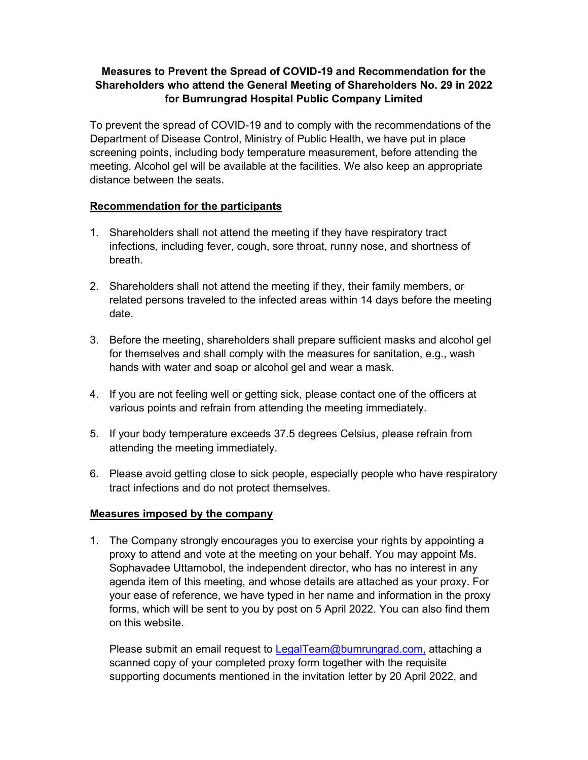**Measures to Prevent the Spread of COVID-19 and Recommendation for the Shareholders who attend the General Meeting of Shareholders No. 29 in 2022 for Bumrungrad Hospital Public Company Limited**

To prevent the spread of COVID-19 and to comply with the recommendations of the Department of Disease Control, Ministry of Public Health, we have put in place screening points, including body temperature measurement, before attending the meeting. Alcohol gel will be available at the facilities. We also keep an appropriate distance between the seats.

**Recommendation for the participants**

1. Shareholders shall not attend the meeting if they have respiratory tract infections, including fever, cough, sore throat, runny nose, and shortness of breath.

2. Shareholders shall not attend the meeting if they, their family members, or related persons traveled to the infected areas within 14 days before the meeting date.

3. Before the meeting, shareholders shall prepare sufficient masks and alcohol gel for themselves and shall comply with the measures for sanitation, e.g., wash hands with water and soap or alcohol gel and wear a mask.

4. If you are not feeling well or getting sick, please contact one of the officers at various points and refrain from attending the meeting immediately.

5. If your body temperature exceeds 37.5 degrees Celsius, please refrain from attending the meeting immediately.

6. Please avoid getting close to sick people, especially people who have respiratory tract infections and do not protect themselves.

**Measures imposed by the company**

1. The Company strongly encourages you to exercise your rights by appointing a proxy to attend and vote at the meeting on your behalf. You may appoint Ms. Sophavadee Uttamobol, the independent director, who has no interest in any agenda item of this meeting, and whose details are attached as your proxy. For your ease of reference, we have typed in her name and information in the proxy forms, which will be sent to you by post on 5 April 2022. You can also find them on this website.

   Please submit an email request to LegalTeam@bumrungrad.com, attaching a scanned copy of your completed proxy form together with the requisite supporting documents mentioned in the invitation letter by 20 April 2022, and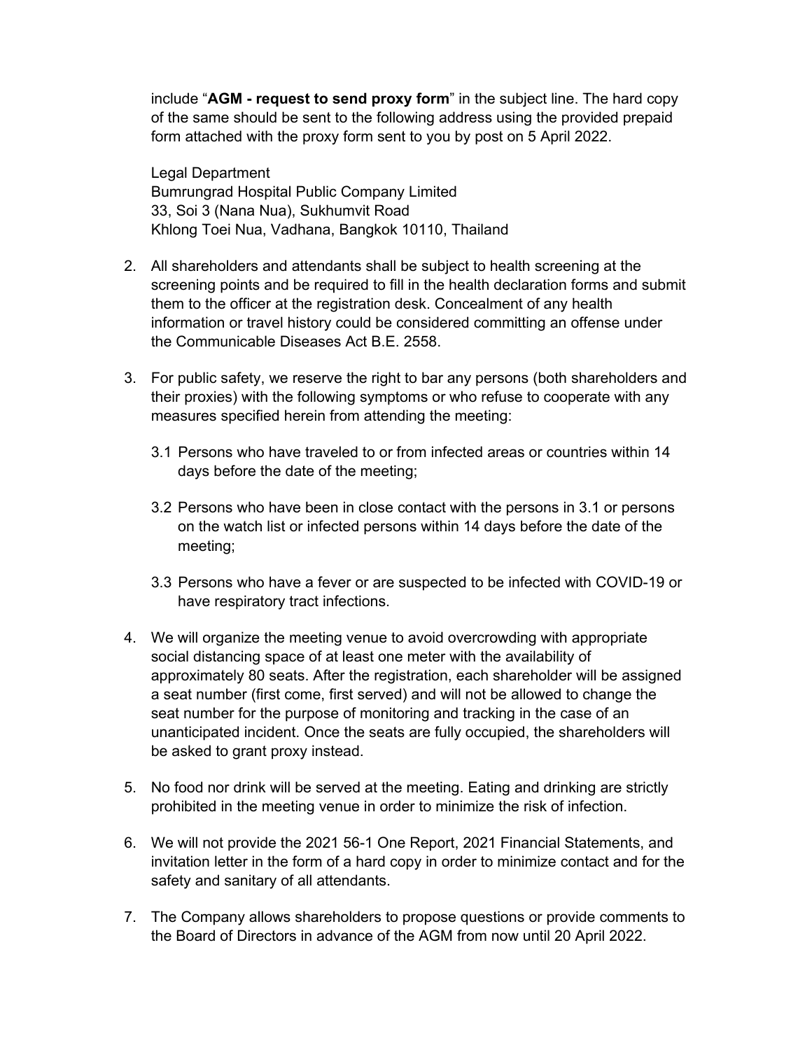include "**AGM - request to send proxy form**" in the subject line. The hard copy of the same should be sent to the following address using the provided prepaid form attached with the proxy form sent to you by post on 5 April 2022.

Legal Department
Bumrungrad Hospital Public Company Limited
33, Soi 3 (Nana Nua), Sukhumvit Road
Khlong Toei Nua, Vadhana, Bangkok 10110, Thailand

2. All shareholders and attendants shall be subject to health screening at the screening points and be required to fill in the health declaration forms and submit them to the officer at the registration desk. Concealment of any health information or travel history could be considered committing an offense under the Communicable Diseases Act B.E. 2558.

3. For public safety, we reserve the right to bar any persons (both shareholders and their proxies) with the following symptoms or who refuse to cooperate with any measures specified herein from attending the meeting:

   3.1 Persons who have traveled to or from infected areas or countries within 14 days before the date of the meeting;

   3.2 Persons who have been in close contact with the persons in 3.1 or persons on the watch list or infected persons within 14 days before the date of the meeting;

   3.3 Persons who have a fever or are suspected to be infected with COVID-19 or have respiratory tract infections.

4. We will organize the meeting venue to avoid overcrowding with appropriate social distancing space of at least one meter with the availability of approximately 80 seats. After the registration, each shareholder will be assigned a seat number (first come, first served) and will not be allowed to change the seat number for the purpose of monitoring and tracking in the case of an unanticipated incident. Once the seats are fully occupied, the shareholders will be asked to grant proxy instead.

5. No food nor drink will be served at the meeting. Eating and drinking are strictly prohibited in the meeting venue in order to minimize the risk of infection.

6. We will not provide the 2021 56-1 One Report, 2021 Financial Statements, and invitation letter in the form of a hard copy in order to minimize contact and for the safety and sanitary of all attendants.

7. The Company allows shareholders to propose questions or provide comments to the Board of Directors in advance of the AGM from now until 20 April 2022.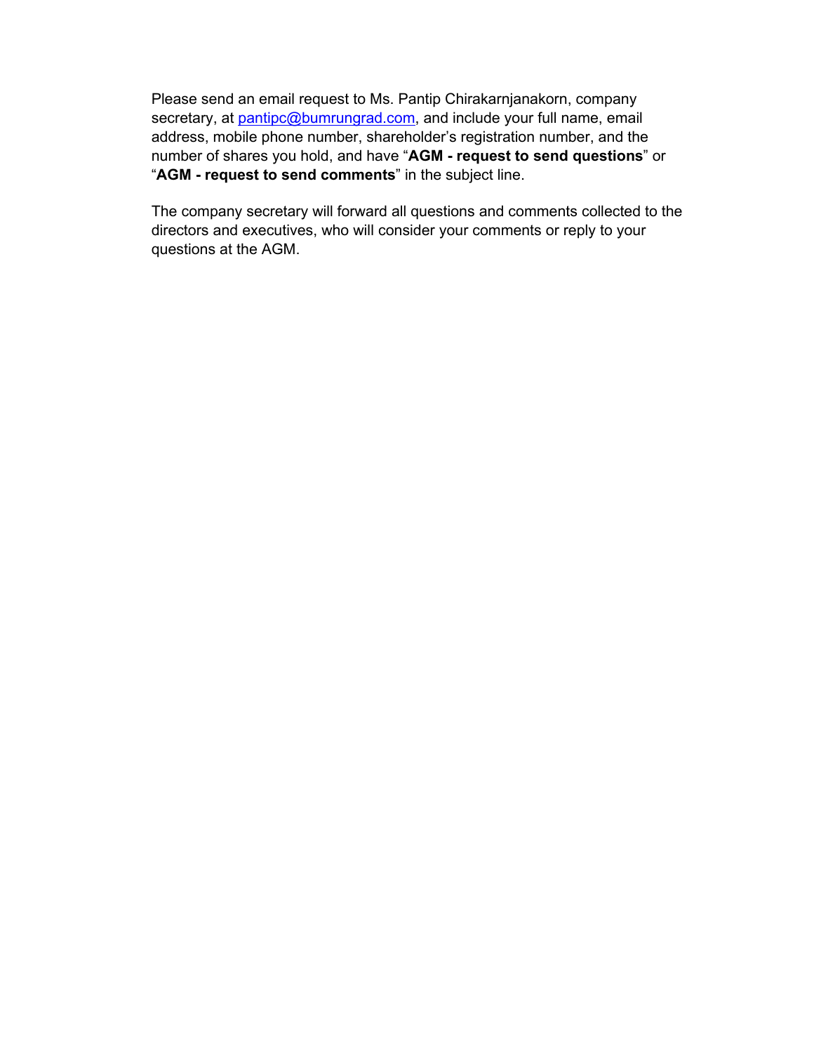Please send an email request to Ms. Pantip Chirakarnjanakorn, company secretary, at pantipc@bumrungrad.com, and include your full name, email address, mobile phone number, shareholder's registration number, and the number of shares you hold, and have "**AGM - request to send questions**" or "**AGM - request to send comments**" in the subject line.

The company secretary will forward all questions and comments collected to the directors and executives, who will consider your comments or reply to your questions at the AGM.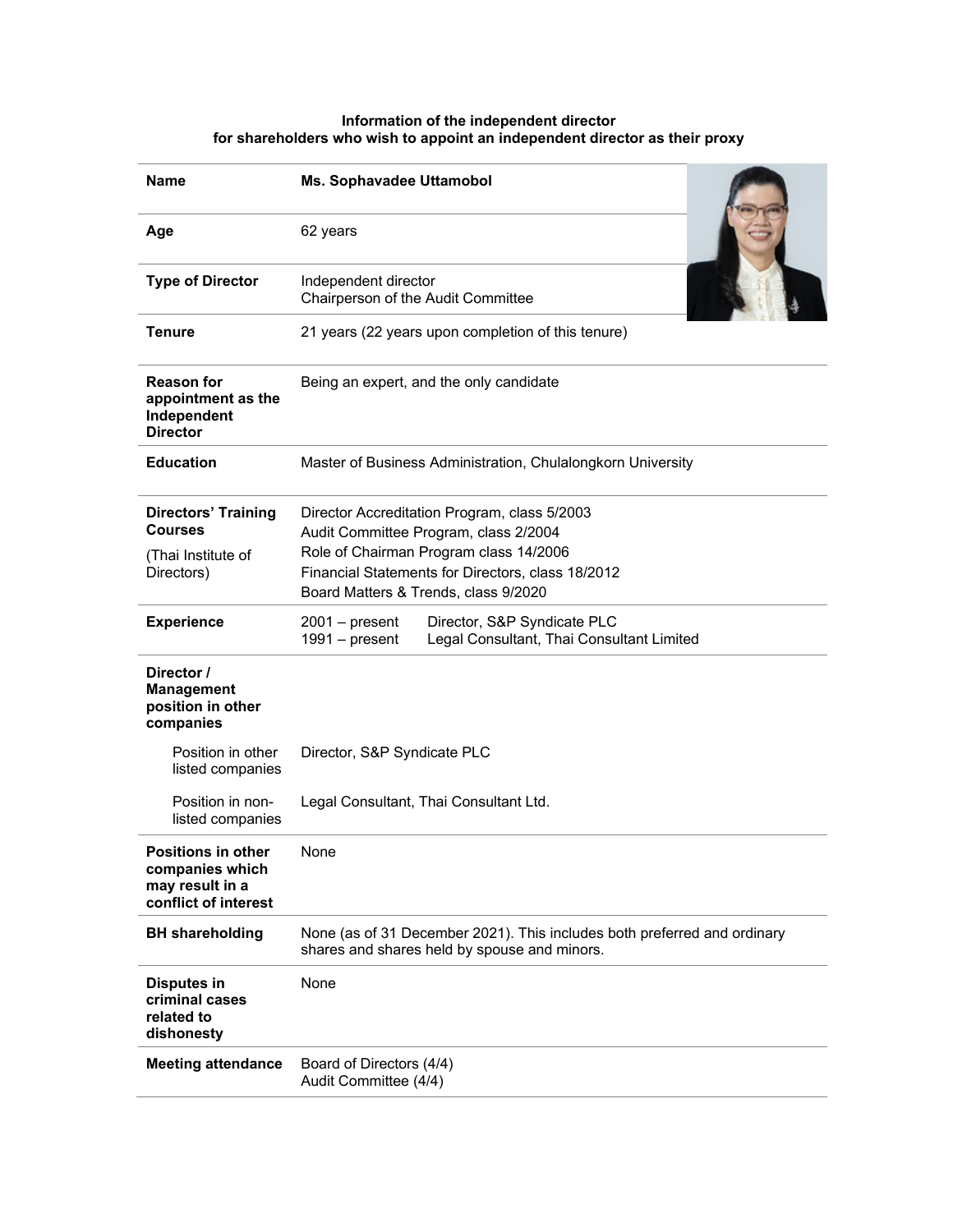**Information of the independent director**
**for shareholders who wish to appoint an independent director as their proxy**

| | |
|---|---|
| **Name** | **Ms. Sophavadee Uttamobol** |
| **Age** | 62 years |
| **Type of Director** | Independent director<br>Chairperson of the Audit Committee |
| **Tenure** | 21 years (22 years upon completion of this tenure) |
| **Reason for appointment as the Independent Director** | Being an expert, and the only candidate |
| **Education** | Master of Business Administration, Chulalongkorn University |
| **Directors' Training Courses**<br>(Thai Institute of Directors) | Director Accreditation Program, class 5/2003<br>Audit Committee Program, class 2/2004<br>Role of Chairman Program class 14/2006<br>Financial Statements for Directors, class 18/2012<br>Board Matters & Trends, class 9/2020 |
| **Experience** | 2001 – present    Director, S&P Syndicate PLC<br>1991 – present    Legal Consultant, Thai Consultant Limited |
| **Director / Management position in other companies** | |
| Position in other listed companies | Director, S&P Syndicate PLC |
| Position in non-listed companies | Legal Consultant, Thai Consultant Ltd. |
| **Positions in other companies which may result in a conflict of interest** | None |
| **BH shareholding** | None (as of 31 December 2021). This includes both preferred and ordinary shares and shares held by spouse and minors. |
| **Disputes in criminal cases related to dishonesty** | None |
| **Meeting attendance** | Board of Directors (4/4)<br>Audit Committee (4/4) |